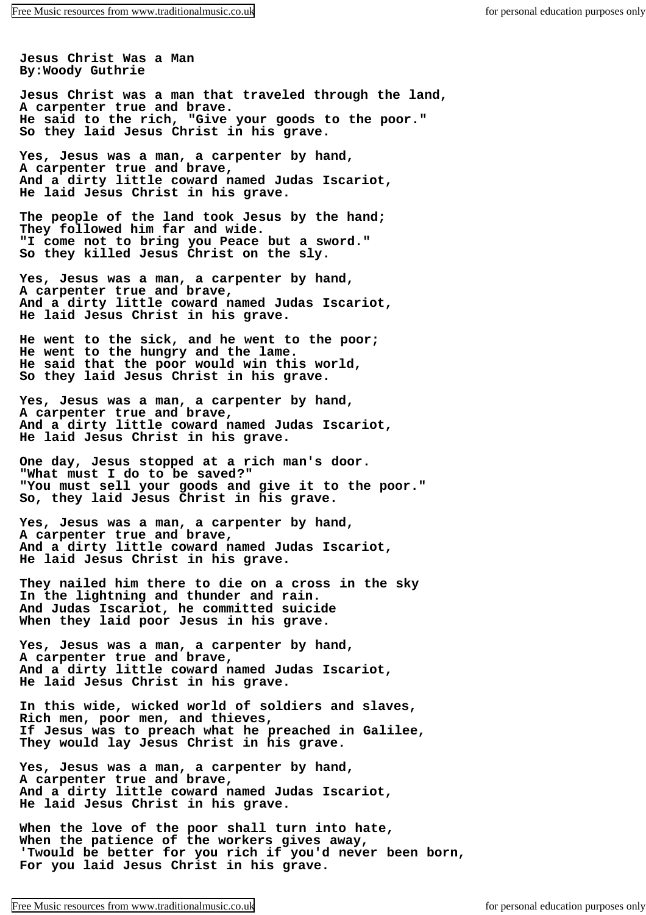**Jesus Christ Was a Man**
**By:Woody Guthrie**

**Jesus Christ was a man that traveled through the land,**
**A carpenter true and brave.**
**He said to the rich, "Give your goods to the poor."**
**So they laid Jesus Christ in his grave.**

**Yes, Jesus was a man, a carpenter by hand,**
**A carpenter true and brave,**
**And a dirty little coward named Judas Iscariot,**
**He laid Jesus Christ in his grave.**

**The people of the land took Jesus by the hand;**
**They followed him far and wide.**
**"I come not to bring you Peace but a sword."**
**So they killed Jesus Christ on the sly.**

**Yes, Jesus was a man, a carpenter by hand,**
**A carpenter true and brave,**
**And a dirty little coward named Judas Iscariot,**
**He laid Jesus Christ in his grave.**

**He went to the sick, and he went to the poor;**
**He went to the hungry and the lame.**
**He said that the poor would win this world,**
**So they laid Jesus Christ in his grave.**

**Yes, Jesus was a man, a carpenter by hand,**
**A carpenter true and brave,**
**And a dirty little coward named Judas Iscariot,**
**He laid Jesus Christ in his grave.**

**One day, Jesus stopped at a rich man's door.**
**"What must I do to be saved?"**
**"You must sell your goods and give it to the poor."**
**So, they laid Jesus Christ in his grave.**

**Yes, Jesus was a man, a carpenter by hand,**
**A carpenter true and brave,**
**And a dirty little coward named Judas Iscariot,**
**He laid Jesus Christ in his grave.**

**They nailed him there to die on a cross in the sky**
**In the lightning and thunder and rain.**
**And Judas Iscariot, he committed suicide**
**When they laid poor Jesus in his grave.**

**Yes, Jesus was a man, a carpenter by hand,**
**A carpenter true and brave,**
**And a dirty little coward named Judas Iscariot,**
**He laid Jesus Christ in his grave.**

**In this wide, wicked world of soldiers and slaves,**
**Rich men, poor men, and thieves,**
**If Jesus was to preach what he preached in Galilee,**
**They would lay Jesus Christ in his grave.**

**Yes, Jesus was a man, a carpenter by hand,**
**A carpenter true and brave,**
**And a dirty little coward named Judas Iscariot,**
**He laid Jesus Christ in his grave.**

**When the love of the poor shall turn into hate,**
**When the patience of the workers gives away,**
**'Twould be better for you rich if you'd never been born,**
**For you laid Jesus Christ in his grave.**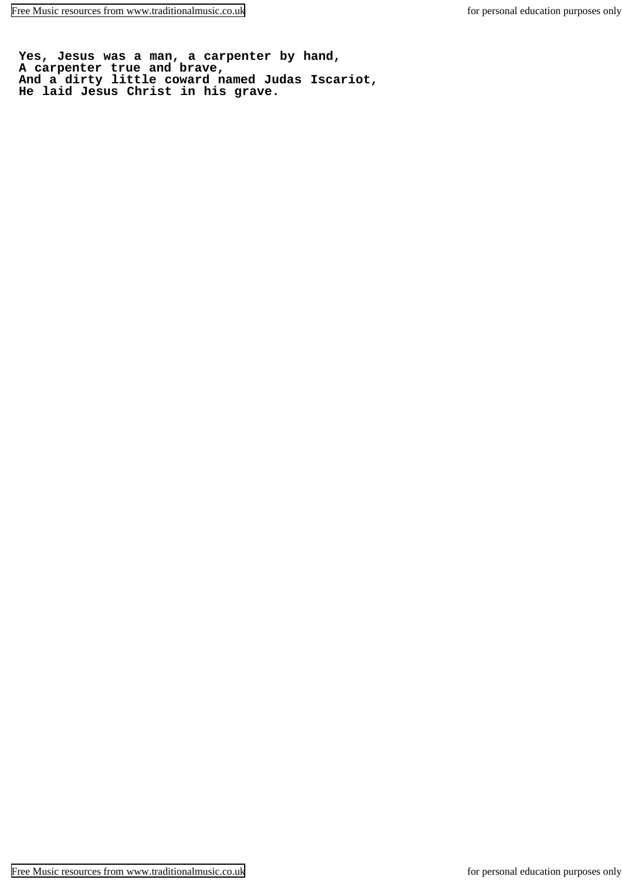**Yes, Jesus was a man, a carpenter by hand,**
**A carpenter true and brave,**
**And a dirty little coward named Judas Iscariot,**
**He laid Jesus Christ in his grave.**